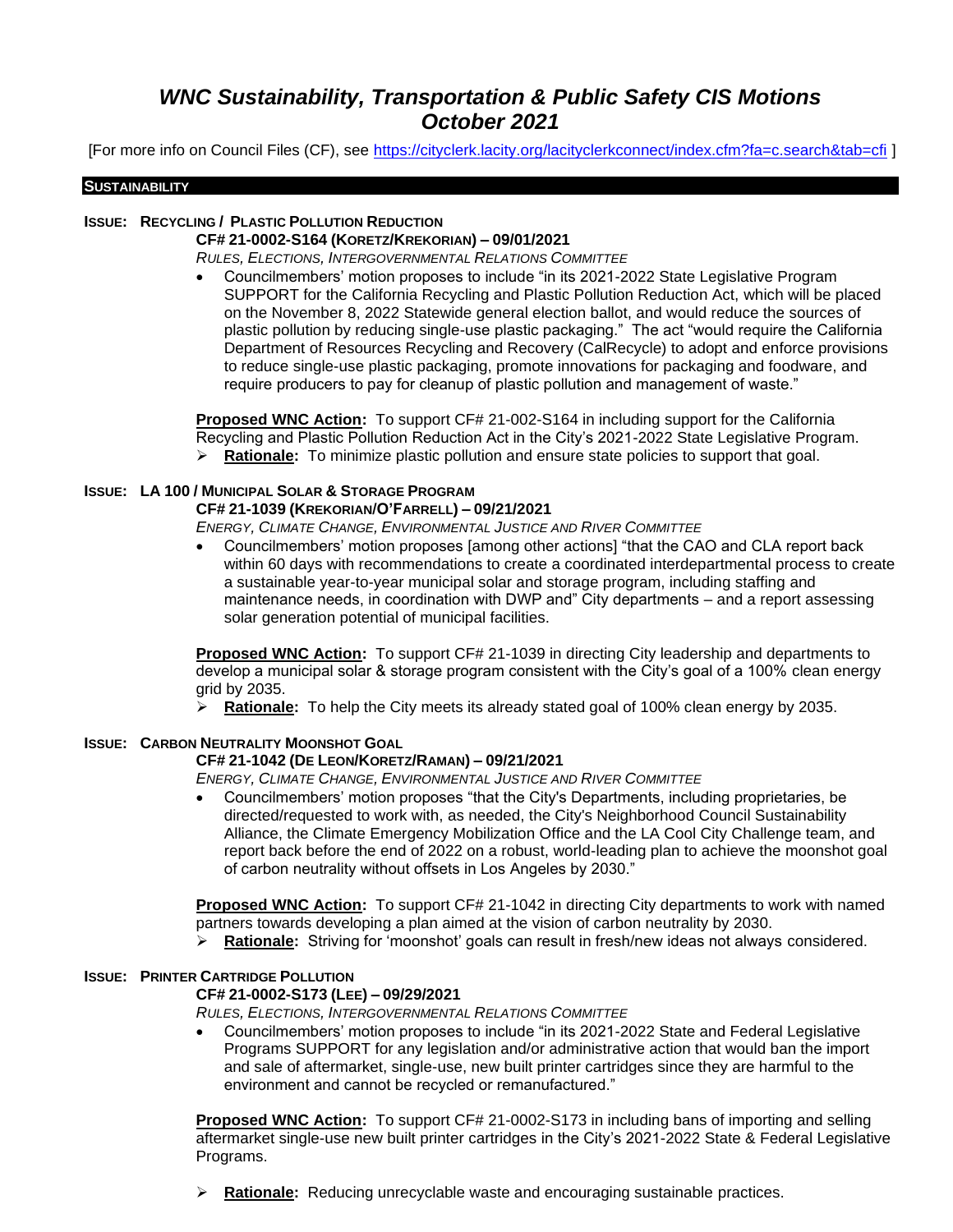# *WNC Sustainability, Transportation & Public Safety CIS Motions October 2021*

[For more info on Council Files (CF), see https://cityclerk.lacity.org/lacityclerkconnect/index.cfm?fa=c.search&tab=cfi ]

## SUSTAINABILITY

### ISSUE: RECYCLING / PLASTIC POLLUTION REDUCTION

**CF# 21-0002-S164 (KORETZ/KREKORIAN) – 09/01/2021**

*RULES, ELECTIONS, INTERGOVERNMENTAL RELATIONS COMMITTEE*

- Councilmembers' motion proposes to include "in its 2021-2022 State Legislative Program SUPPORT for the California Recycling and Plastic Pollution Reduction Act, which will be placed on the November 8, 2022 Statewide general election ballot, and would reduce the sources of plastic pollution by reducing single-use plastic packaging." The act "would require the California Department of Resources Recycling and Recovery (CalRecycle) to adopt and enforce provisions to reduce single-use plastic packaging, promote innovations for packaging and foodware, and require producers to pay for cleanup of plastic pollution and management of waste."

**Proposed WNC Action:** To support CF# 21-002-S164 in including support for the California Recycling and Plastic Pollution Reduction Act in the City's 2021-2022 State Legislative Program.

- **Rationale:** To minimize plastic pollution and ensure state policies to support that goal.

### ISSUE: LA 100 / MUNICIPAL SOLAR & STORAGE PROGRAM

**CF# 21-1039 (KREKORIAN/O'FARRELL) – 09/21/2021**

*ENERGY, CLIMATE CHANGE, ENVIRONMENTAL JUSTICE AND RIVER COMMITTEE*

- Councilmembers' motion proposes [among other actions] "that the CAO and CLA report back within 60 days with recommendations to create a coordinated interdepartmental process to create a sustainable year-to-year municipal solar and storage program, including staffing and maintenance needs, in coordination with DWP and" City departments – and a report assessing solar generation potential of municipal facilities.

**Proposed WNC Action:** To support CF# 21-1039 in directing City leadership and departments to develop a municipal solar & storage program consistent with the City's goal of a 100% clean energy grid by 2035.

- **Rationale:** To help the City meets its already stated goal of 100% clean energy by 2035.

### ISSUE: CARBON NEUTRALITY MOONSHOT GOAL

**CF# 21-1042 (DE LEON/KORETZ/RAMAN) – 09/21/2021**

*ENERGY, CLIMATE CHANGE, ENVIRONMENTAL JUSTICE AND RIVER COMMITTEE*

- Councilmembers' motion proposes "that the City's Departments, including proprietaries, be directed/requested to work with, as needed, the City's Neighborhood Council Sustainability Alliance, the Climate Emergency Mobilization Office and the LA Cool City Challenge team, and report back before the end of 2022 on a robust, world-leading plan to achieve the moonshot goal of carbon neutrality without offsets in Los Angeles by 2030."

**Proposed WNC Action:** To support CF# 21-1042 in directing City departments to work with named partners towards developing a plan aimed at the vision of carbon neutrality by 2030.

- **Rationale:** Striving for 'moonshot' goals can result in fresh/new ideas not always considered.

### ISSUE: PRINTER CARTRIDGE POLLUTION

**CF# 21-0002-S173 (LEE) – 09/29/2021**

*RULES, ELECTIONS, INTERGOVERNMENTAL RELATIONS COMMITTEE*

- Councilmembers' motion proposes to include "in its 2021-2022 State and Federal Legislative Programs SUPPORT for any legislation and/or administrative action that would ban the import and sale of aftermarket, single-use, new built printer cartridges since they are harmful to the environment and cannot be recycled or remanufactured."

**Proposed WNC Action:** To support CF# 21-0002-S173 in including bans of importing and selling aftermarket single-use new built printer cartridges in the City's 2021-2022 State & Federal Legislative Programs.

- **Rationale:** Reducing unrecyclable waste and encouraging sustainable practices.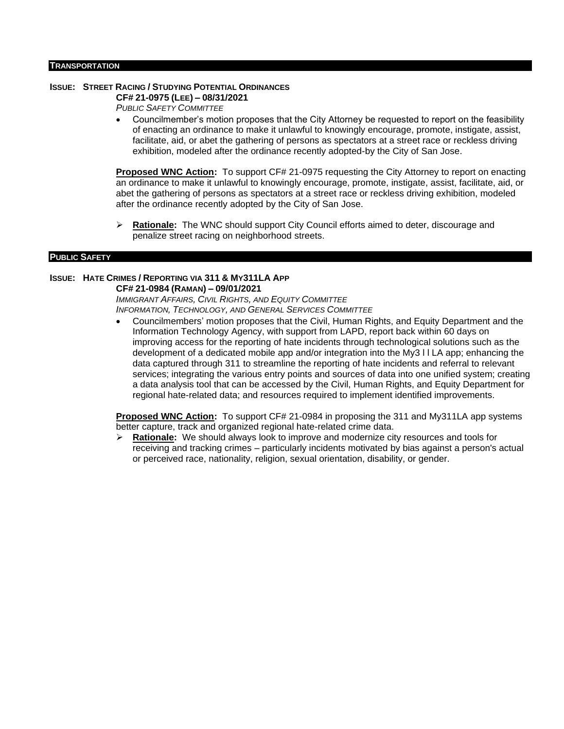## TRANSPORTATION

### ISSUE: STREET RACING / STUDYING POTENTIAL ORDINANCES

**CF# 21-0975 (LEE) – 08/31/2021**

*PUBLIC SAFETY COMMITTEE*

- Councilmember's motion proposes that the City Attorney be requested to report on the feasibility of enacting an ordinance to make it unlawful to knowingly encourage, promote, instigate, assist, facilitate, aid, or abet the gathering of persons as spectators at a street race or reckless driving exhibition, modeled after the ordinance recently adopted-by the City of San Jose.

**Proposed WNC Action:** To support CF# 21-0975 requesting the City Attorney to report on enacting an ordinance to make it unlawful to knowingly encourage, promote, instigate, assist, facilitate, aid, or abet the gathering of persons as spectators at a street race or reckless driving exhibition, modeled after the ordinance recently adopted by the City of San Jose.

- **Rationale:** The WNC should support City Council efforts aimed to deter, discourage and penalize street racing on neighborhood streets.

## PUBLIC SAFETY

### ISSUE: HATE CRIMES / REPORTING VIA 311 & MY311LA APP

**CF# 21-0984 (RAMAN) – 09/01/2021**

*IMMIGRANT AFFAIRS, CIVIL RIGHTS, AND EQUITY COMMITTEE*
*INFORMATION, TECHNOLOGY, AND GENERAL SERVICES COMMITTEE*

- Councilmembers' motion proposes that the Civil, Human Rights, and Equity Department and the Information Technology Agency, with support from LAPD, report back within 60 days on improving access for the reporting of hate incidents through technological solutions such as the development of a dedicated mobile app and/or integration into the My3 l l LA app; enhancing the data captured through 311 to streamline the reporting of hate incidents and referral to relevant services; integrating the various entry points and sources of data into one unified system; creating a data analysis tool that can be accessed by the Civil, Human Rights, and Equity Department for regional hate-related data; and resources required to implement identified improvements.

**Proposed WNC Action:** To support CF# 21-0984 in proposing the 311 and My311LA app systems better capture, track and organized regional hate-related crime data.

- **Rationale:** We should always look to improve and modernize city resources and tools for receiving and tracking crimes – particularly incidents motivated by bias against a person's actual or perceived race, nationality, religion, sexual orientation, disability, or gender.